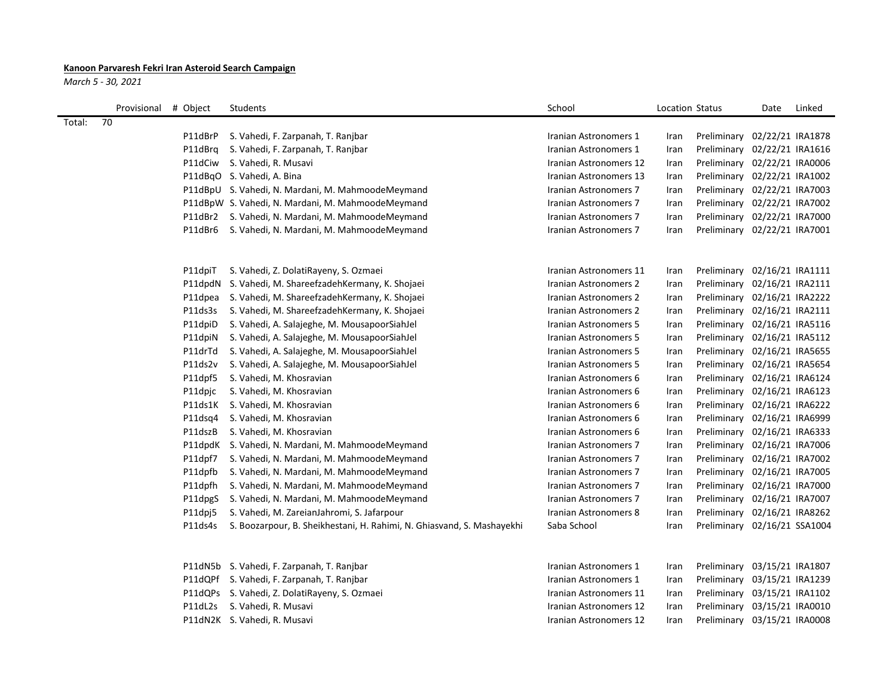**Kanoon Parvaresh Fekri Iran Asteroid Search Campaign**

*March 5 - 30, 2021*

| | | Provisional # | Object | Students | School | Location | Status | Date | Linked |
|---|---|---|---|---|---|---|---|---|---|
| Total: | 70 | | | | | | | | |
| | | | P11dBrP | S. Vahedi, F. Zarpanah, T. Ranjbar | Iranian Astronomers 1 | Iran | Preliminary | 02/22/21 | IRA1878 |
| | | | P11dBrq | S. Vahedi, F. Zarpanah, T. Ranjbar | Iranian Astronomers 1 | Iran | Preliminary | 02/22/21 | IRA1616 |
| | | | P11dCiw | S. Vahedi, R. Musavi | Iranian Astronomers 12 | Iran | Preliminary | 02/22/21 | IRA0006 |
| | | | P11dBqO | S. Vahedi, A. Bina | Iranian Astronomers 13 | Iran | Preliminary | 02/22/21 | IRA1002 |
| | | | P11dBpU | S. Vahedi, N. Mardani, M. MahmoodeMeymand | Iranian Astronomers 7 | Iran | Preliminary | 02/22/21 | IRA7003 |
| | | | P11dBpW | S. Vahedi, N. Mardani, M. MahmoodeMeymand | Iranian Astronomers 7 | Iran | Preliminary | 02/22/21 | IRA7002 |
| | | | P11dBr2 | S. Vahedi, N. Mardani, M. MahmoodeMeymand | Iranian Astronomers 7 | Iran | Preliminary | 02/22/21 | IRA7000 |
| | | | P11dBr6 | S. Vahedi, N. Mardani, M. MahmoodeMeymand | Iranian Astronomers 7 | Iran | Preliminary | 02/22/21 | IRA7001 |
| | | | | | | | | | |
| | | | P11dpiT | S. Vahedi, Z. DolatiRayeny, S. Ozmaei | Iranian Astronomers 11 | Iran | Preliminary | 02/16/21 | IRA1111 |
| | | | P11dpdN | S. Vahedi, M. ShareefzadehKermany, K. Shojaei | Iranian Astronomers 2 | Iran | Preliminary | 02/16/21 | IRA2111 |
| | | | P11dpea | S. Vahedi, M. ShareefzadehKermany, K. Shojaei | Iranian Astronomers 2 | Iran | Preliminary | 02/16/21 | IRA2222 |
| | | | P11ds3s | S. Vahedi, M. ShareefzadehKermany, K. Shojaei | Iranian Astronomers 2 | Iran | Preliminary | 02/16/21 | IRA2111 |
| | | | P11dpiD | S. Vahedi, A. Salajeghe, M. MousapoorSiahJel | Iranian Astronomers 5 | Iran | Preliminary | 02/16/21 | IRA5116 |
| | | | P11dpiN | S. Vahedi, A. Salajeghe, M. MousapoorSiahJel | Iranian Astronomers 5 | Iran | Preliminary | 02/16/21 | IRA5112 |
| | | | P11drTd | S. Vahedi, A. Salajeghe, M. MousapoorSiahJel | Iranian Astronomers 5 | Iran | Preliminary | 02/16/21 | IRA5655 |
| | | | P11ds2v | S. Vahedi, A. Salajeghe, M. MousapoorSiahJel | Iranian Astronomers 5 | Iran | Preliminary | 02/16/21 | IRA5654 |
| | | | P11dpf5 | S. Vahedi, M. Khosravian | Iranian Astronomers 6 | Iran | Preliminary | 02/16/21 | IRA6124 |
| | | | P11dpjc | S. Vahedi, M. Khosravian | Iranian Astronomers 6 | Iran | Preliminary | 02/16/21 | IRA6123 |
| | | | P11ds1K | S. Vahedi, M. Khosravian | Iranian Astronomers 6 | Iran | Preliminary | 02/16/21 | IRA6222 |
| | | | P11dsq4 | S. Vahedi, M. Khosravian | Iranian Astronomers 6 | Iran | Preliminary | 02/16/21 | IRA6999 |
| | | | P11dszB | S. Vahedi, M. Khosravian | Iranian Astronomers 6 | Iran | Preliminary | 02/16/21 | IRA6333 |
| | | | P11dpdK | S. Vahedi, N. Mardani, M. MahmoodeMeymand | Iranian Astronomers 7 | Iran | Preliminary | 02/16/21 | IRA7006 |
| | | | P11dpf7 | S. Vahedi, N. Mardani, M. MahmoodeMeymand | Iranian Astronomers 7 | Iran | Preliminary | 02/16/21 | IRA7002 |
| | | | P11dpfb | S. Vahedi, N. Mardani, M. MahmoodeMeymand | Iranian Astronomers 7 | Iran | Preliminary | 02/16/21 | IRA7005 |
| | | | P11dpfh | S. Vahedi, N. Mardani, M. MahmoodeMeymand | Iranian Astronomers 7 | Iran | Preliminary | 02/16/21 | IRA7000 |
| | | | P11dpgS | S. Vahedi, N. Mardani, M. MahmoodeMeymand | Iranian Astronomers 7 | Iran | Preliminary | 02/16/21 | IRA7007 |
| | | | P11dpj5 | S. Vahedi, M. ZareianJahromi, S. Jafarpour | Iranian Astronomers 8 | Iran | Preliminary | 02/16/21 | IRA8262 |
| | | | P11ds4s | S. Boozarpour, B. Sheikhestani, H. Rahimi, N. Ghiasvand, S. Mashayekhi | Saba School | Iran | Preliminary | 02/16/21 | SSA1004 |
| | | | | | | | | | |
| | | | P11dN5b | S. Vahedi, F. Zarpanah, T. Ranjbar | Iranian Astronomers 1 | Iran | Preliminary | 03/15/21 | IRA1807 |
| | | | P11dQPf | S. Vahedi, F. Zarpanah, T. Ranjbar | Iranian Astronomers 1 | Iran | Preliminary | 03/15/21 | IRA1239 |
| | | | P11dQPs | S. Vahedi, Z. DolatiRayeny, S. Ozmaei | Iranian Astronomers 11 | Iran | Preliminary | 03/15/21 | IRA1102 |
| | | | P11dL2s | S. Vahedi, R. Musavi | Iranian Astronomers 12 | Iran | Preliminary | 03/15/21 | IRA0010 |
| | | | P11dN2K | S. Vahedi, R. Musavi | Iranian Astronomers 12 | Iran | Preliminary | 03/15/21 | IRA0008 |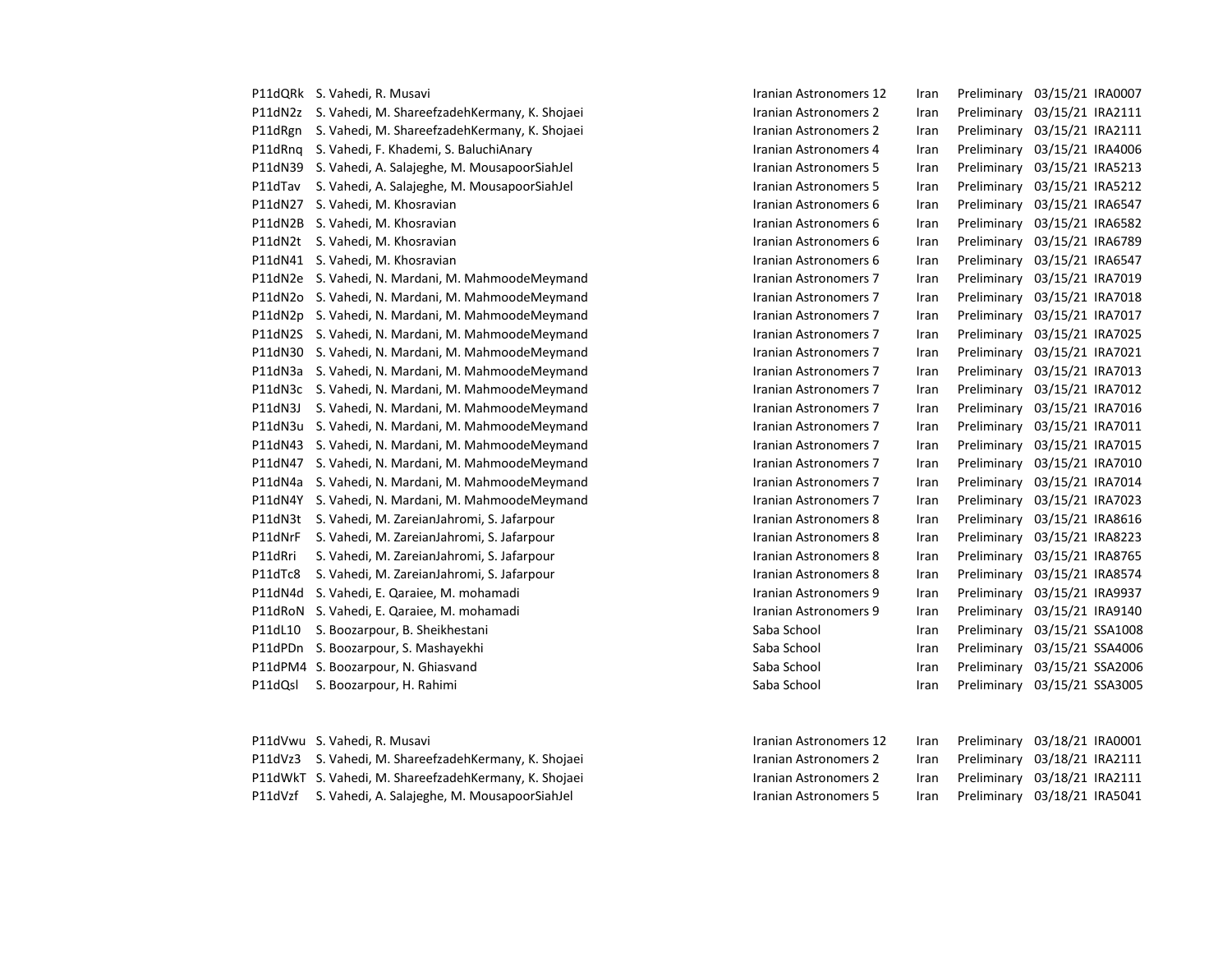| | | | | | | |
|---|---|---|---|---|---|---|
| P11dQRk | S. Vahedi, R. Musavi | Iranian Astronomers 12 | Iran | Preliminary | 03/15/21 | IRA0007 |
| P11dN2z | S. Vahedi, M. ShareefzadehKermany, K. Shojaei | Iranian Astronomers 2 | Iran | Preliminary | 03/15/21 | IRA2111 |
| P11dRgn | S. Vahedi, M. ShareefzadehKermany, K. Shojaei | Iranian Astronomers 2 | Iran | Preliminary | 03/15/21 | IRA2111 |
| P11dRnq | S. Vahedi, F. Khademi, S. BaluchiAnary | Iranian Astronomers 4 | Iran | Preliminary | 03/15/21 | IRA4006 |
| P11dN39 | S. Vahedi, A. Salajeghe, M. MousapoorSiahJel | Iranian Astronomers 5 | Iran | Preliminary | 03/15/21 | IRA5213 |
| P11dTav | S. Vahedi, A. Salajeghe, M. MousapoorSiahJel | Iranian Astronomers 5 | Iran | Preliminary | 03/15/21 | IRA5212 |
| P11dN27 | S. Vahedi, M. Khosravian | Iranian Astronomers 6 | Iran | Preliminary | 03/15/21 | IRA6547 |
| P11dN2B | S. Vahedi, M. Khosravian | Iranian Astronomers 6 | Iran | Preliminary | 03/15/21 | IRA6582 |
| P11dN2t | S. Vahedi, M. Khosravian | Iranian Astronomers 6 | Iran | Preliminary | 03/15/21 | IRA6789 |
| P11dN41 | S. Vahedi, M. Khosravian | Iranian Astronomers 6 | Iran | Preliminary | 03/15/21 | IRA6547 |
| P11dN2e | S. Vahedi, N. Mardani, M. MahmoodeMeymand | Iranian Astronomers 7 | Iran | Preliminary | 03/15/21 | IRA7019 |
| P11dN2o | S. Vahedi, N. Mardani, M. MahmoodeMeymand | Iranian Astronomers 7 | Iran | Preliminary | 03/15/21 | IRA7018 |
| P11dN2p | S. Vahedi, N. Mardani, M. MahmoodeMeymand | Iranian Astronomers 7 | Iran | Preliminary | 03/15/21 | IRA7017 |
| P11dN2S | S. Vahedi, N. Mardani, M. MahmoodeMeymand | Iranian Astronomers 7 | Iran | Preliminary | 03/15/21 | IRA7025 |
| P11dN30 | S. Vahedi, N. Mardani, M. MahmoodeMeymand | Iranian Astronomers 7 | Iran | Preliminary | 03/15/21 | IRA7021 |
| P11dN3a | S. Vahedi, N. Mardani, M. MahmoodeMeymand | Iranian Astronomers 7 | Iran | Preliminary | 03/15/21 | IRA7013 |
| P11dN3c | S. Vahedi, N. Mardani, M. MahmoodeMeymand | Iranian Astronomers 7 | Iran | Preliminary | 03/15/21 | IRA7012 |
| P11dN3J | S. Vahedi, N. Mardani, M. MahmoodeMeymand | Iranian Astronomers 7 | Iran | Preliminary | 03/15/21 | IRA7016 |
| P11dN3u | S. Vahedi, N. Mardani, M. MahmoodeMeymand | Iranian Astronomers 7 | Iran | Preliminary | 03/15/21 | IRA7011 |
| P11dN43 | S. Vahedi, N. Mardani, M. MahmoodeMeymand | Iranian Astronomers 7 | Iran | Preliminary | 03/15/21 | IRA7015 |
| P11dN47 | S. Vahedi, N. Mardani, M. MahmoodeMeymand | Iranian Astronomers 7 | Iran | Preliminary | 03/15/21 | IRA7010 |
| P11dN4a | S. Vahedi, N. Mardani, M. MahmoodeMeymand | Iranian Astronomers 7 | Iran | Preliminary | 03/15/21 | IRA7014 |
| P11dN4Y | S. Vahedi, N. Mardani, M. MahmoodeMeymand | Iranian Astronomers 7 | Iran | Preliminary | 03/15/21 | IRA7023 |
| P11dN3t | S. Vahedi, M. ZareianJahromi, S. Jafarpour | Iranian Astronomers 8 | Iran | Preliminary | 03/15/21 | IRA8616 |
| P11dNrF | S. Vahedi, M. ZareianJahromi, S. Jafarpour | Iranian Astronomers 8 | Iran | Preliminary | 03/15/21 | IRA8223 |
| P11dRri | S. Vahedi, M. ZareianJahromi, S. Jafarpour | Iranian Astronomers 8 | Iran | Preliminary | 03/15/21 | IRA8765 |
| P11dTc8 | S. Vahedi, M. ZareianJahromi, S. Jafarpour | Iranian Astronomers 8 | Iran | Preliminary | 03/15/21 | IRA8574 |
| P11dN4d | S. Vahedi, E. Qaraiee, M. mohamadi | Iranian Astronomers 9 | Iran | Preliminary | 03/15/21 | IRA9937 |
| P11dRoN | S. Vahedi, E. Qaraiee, M. mohamadi | Iranian Astronomers 9 | Iran | Preliminary | 03/15/21 | IRA9140 |
| P11dL10 | S. Boozarpour, B. Sheikhestani | Saba School | Iran | Preliminary | 03/15/21 | SSA1008 |
| P11dPDn | S. Boozarpour, S. Mashayekhi | Saba School | Iran | Preliminary | 03/15/21 | SSA4006 |
| P11dPM4 | S. Boozarpour, N. Ghiasvand | Saba School | Iran | Preliminary | 03/15/21 | SSA2006 |
| P11dQsl | S. Boozarpour, H. Rahimi | Saba School | Iran | Preliminary | 03/15/21 | SSA3005 |

| | | | | | | |
|---|---|---|---|---|---|---|
| P11dVwu | S. Vahedi, R. Musavi | Iranian Astronomers 12 | Iran | Preliminary | 03/18/21 | IRA0001 |
| P11dVz3 | S. Vahedi, M. ShareefzadehKermany, K. Shojaei | Iranian Astronomers 2 | Iran | Preliminary | 03/18/21 | IRA2111 |
| P11dWkT | S. Vahedi, M. ShareefzadehKermany, K. Shojaei | Iranian Astronomers 2 | Iran | Preliminary | 03/18/21 | IRA2111 |
| P11dVzf | S. Vahedi, A. Salajeghe, M. MousapoorSiahJel | Iranian Astronomers 5 | Iran | Preliminary | 03/18/21 | IRA5041 |